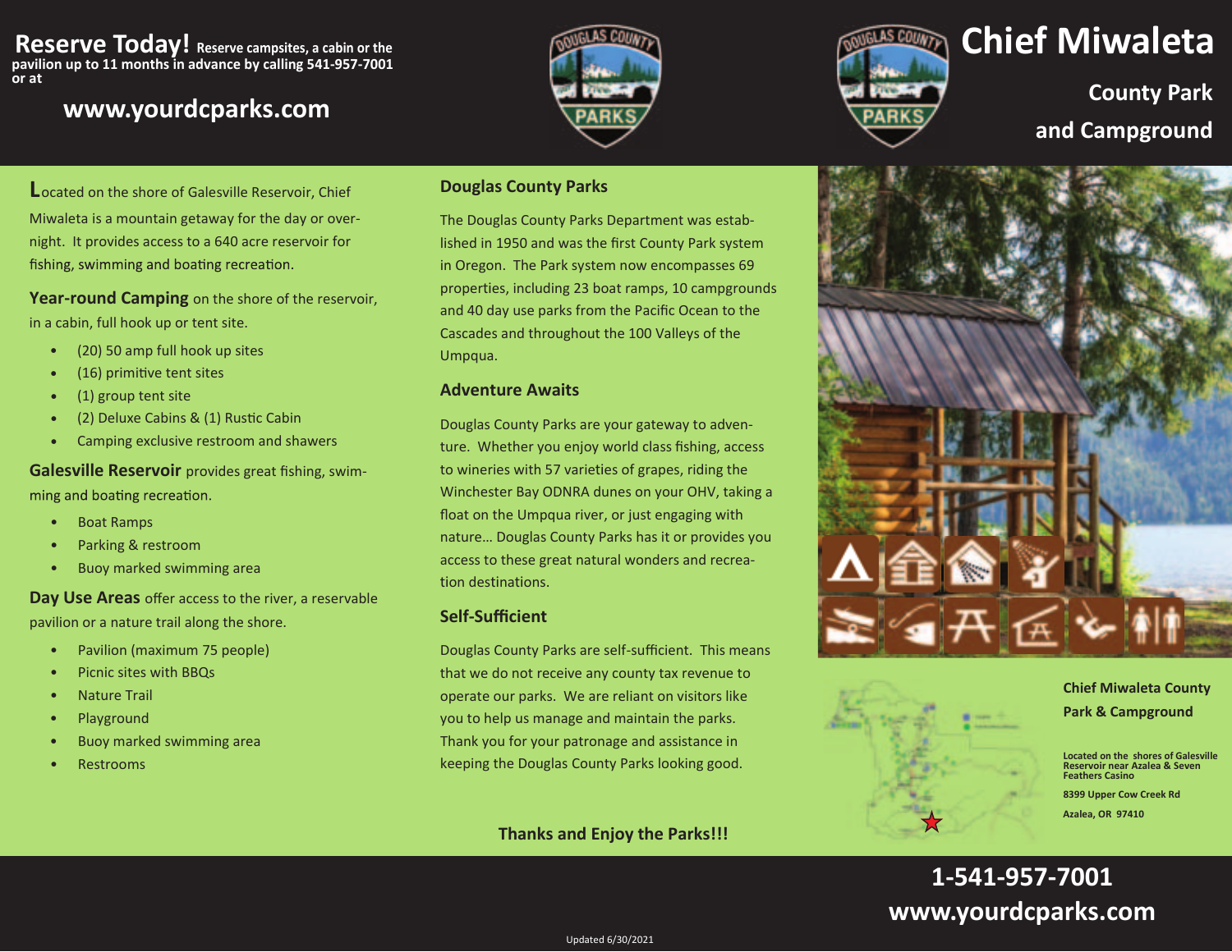**Reserve Today!** Reserve campsites, a cabin or the pavilion up to 11 months in advance by calling 541-957-7001 or at

**www.yourdcparks.com**

# Chief Miwaleta

## County Park and Campground

Located on the shore of Galesville Reservoir, Chief Miwaleta is a mountain getaway for the day or overnight. It provides access to a 640 acre reservoir for fishing, swimming and boating recreation.

**Year-round Camping** on the shore of the reservoir, in a cabin, full hook up or tent site.

- (20) 50 amp full hook up sites
- (16) primitive tent sites
- (1) group tent site
- (2) Deluxe Cabins & (1) Rustic Cabin
- Camping exclusive restroom and showers

**Galesville Reservoir** provides great fishing, swimming and boating recreation.

- Boat Ramps
- Parking & restroom
- Buoy marked swimming area

**Day Use Areas** offer access to the river, a reservable pavilion or a nature trail along the shore.

- Pavilion (maximum 75 people)
- Picnic sites with BBQs
- Nature Trail
- Playground
- Buoy marked swimming area
- Restrooms

### Douglas County Parks

The Douglas County Parks Department was established in 1950 and was the first County Park system in Oregon. The Park system now encompasses 69 properties, including 23 boat ramps, 10 campgrounds and 40 day use parks from the Pacific Ocean to the Cascades and throughout the 100 Valleys of the Umpqua.

### Adventure Awaits

Douglas County Parks are your gateway to adventure. Whether you enjoy world class fishing, access to wineries with 57 varieties of grapes, riding the Winchester Bay ODNRA dunes on your OHV, taking a float on the Umpqua river, or just engaging with nature… Douglas County Parks has it or provides you access to these great natural wonders and recreation destinations.

### Self-Sufficient

Douglas County Parks are self-sufficient. This means that we do not receive any county tax revenue to operate our parks. We are reliant on visitors like you to help us manage and maintain the parks. Thank you for your patronage and assistance in keeping the Douglas County Parks looking good.

**Thanks and Enjoy the Parks!!!**

**Chief Miwaleta County Park & Campground**

**Located on the shores of Galesville Reservoir near Azalea & Seven Feathers Casino**

**8399 Upper Cow Creek Rd**

**Azalea, OR 97410**

**1-541-957-7001**

**www.yourdcparks.com**

Updated 6/30/2021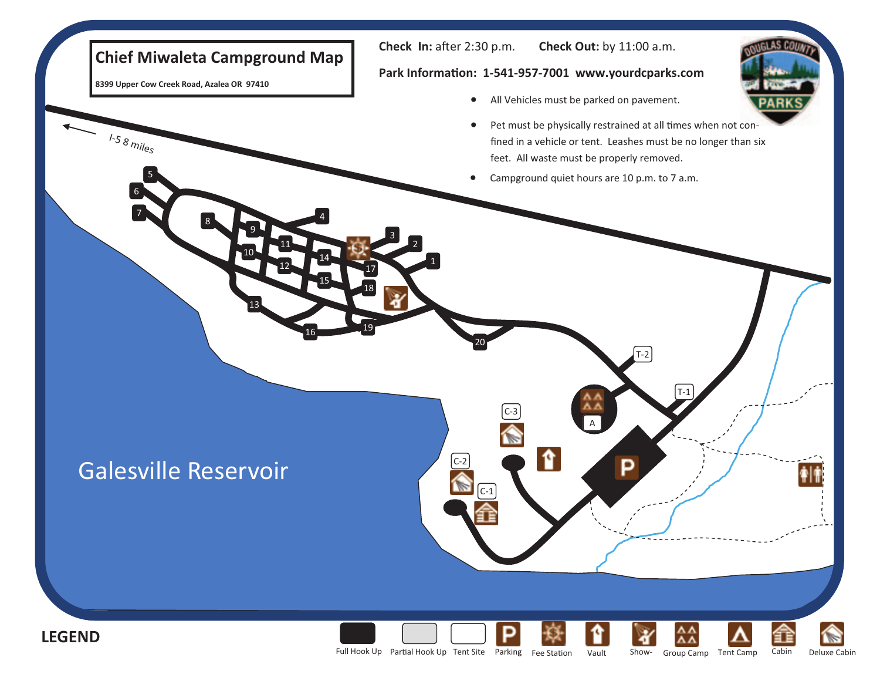# Chief Miwaleta Campground Map

8399 Upper Cow Creek Road, Azalea OR 97410

**Check In:** after 2:30 p.m. **Check Out:** by 11:00 a.m.

**Park Information: 1-541-957-7001 www.yourdcparks.com**

DOUGLAS COUNTY PARKS

- All Vehicles must be parked on pavement.
- Pet must be physically restrained at all times when not confined in a vehicle or tent. Leashes must be no longer than six feet. All waste must be properly removed.
- Campground quiet hours are 10 p.m. to 7 a.m.

I-5 8 miles

1 2 3 4 5 6 7 8 9 10 11 12 13 14 15 16 17 18 19 20

T-2 T-1 A C-3 C-2 C-1

Galesville Reservoir

## LEGEND

Full Hook Up
Partial Hook Up
Tent Site
Parking
Fee Station
Vault
Show-
Group Camp
Tent Camp
Cabin
Deluxe Cabin